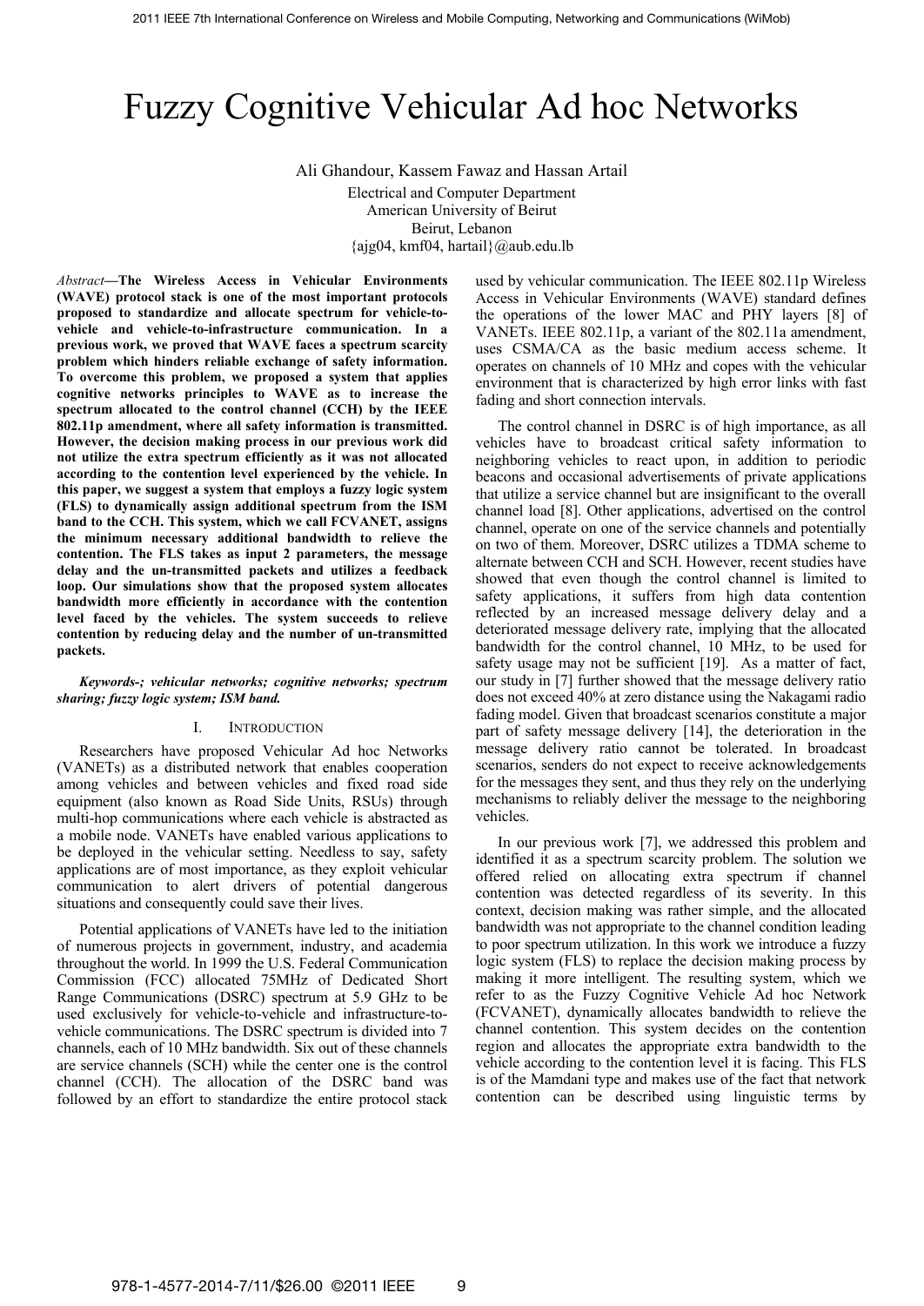# Fuzzy Cognitive Vehicular Ad hoc Networks

Ali Ghandour, Kassem Fawaz and Hassan Artail

Electrical and Computer Department
American University of Beirut
Beirut, Lebanon
{ajg04, kmf04, hartail}@aub.edu.lb

***Abstract*—The Wireless Access in Vehicular Environments (WAVE) protocol stack is one of the most important protocols proposed to standardize and allocate spectrum for vehicle-to-vehicle and vehicle-to-infrastructure communication. In a previous work, we proved that WAVE faces a spectrum scarcity problem which hinders reliable exchange of safety information. To overcome this problem, we proposed a system that applies cognitive networks principles to WAVE as to increase the spectrum allocated to the control channel (CCH) by the IEEE 802.11p amendment, where all safety information is transmitted. However, the decision making process in our previous work did not utilize the extra spectrum efficiently as it was not allocated according to the contention level experienced by the vehicle. In this paper, we suggest a system that employs a fuzzy logic system (FLS) to dynamically assign additional spectrum from the ISM band to the CCH. This system, which we call FCVANET, assigns the minimum necessary additional bandwidth to relieve the contention. The FLS takes as input 2 parameters, the message delay and the un-transmitted packets and utilizes a feedback loop. Our simulations show that the proposed system allocates bandwidth more efficiently in accordance with the contention level faced by the vehicles. The system succeeds to relieve contention by reducing delay and the number of un-transmitted packets.**

***Keywords-; vehicular networks; cognitive networks; spectrum sharing; fuzzy logic system; ISM band.***

## I. Introduction

Researchers have proposed Vehicular Ad hoc Networks (VANETs) as a distributed network that enables cooperation among vehicles and between vehicles and fixed road side equipment (also known as Road Side Units, RSUs) through multi-hop communications where each vehicle is abstracted as a mobile node. VANETs have enabled various applications to be deployed in the vehicular setting. Needless to say, safety applications are of most importance, as they exploit vehicular communication to alert drivers of potential dangerous situations and consequently could save their lives.

Potential applications of VANETs have led to the initiation of numerous projects in government, industry, and academia throughout the world. In 1999 the U.S. Federal Communication Commission (FCC) allocated 75MHz of Dedicated Short Range Communications (DSRC) spectrum at 5.9 GHz to be used exclusively for vehicle-to-vehicle and infrastructure-to-vehicle communications. The DSRC spectrum is divided into 7 channels, each of 10 MHz bandwidth. Six out of these channels are service channels (SCH) while the center one is the control channel (CCH). The allocation of the DSRC band was followed by an effort to standardize the entire protocol stack used by vehicular communication. The IEEE 802.11p Wireless Access in Vehicular Environments (WAVE) standard defines the operations of the lower MAC and PHY layers [8] of VANETs. IEEE 802.11p, a variant of the 802.11a amendment, uses CSMA/CA as the basic medium access scheme. It operates on channels of 10 MHz and copes with the vehicular environment that is characterized by high error links with fast fading and short connection intervals.

The control channel in DSRC is of high importance, as all vehicles have to broadcast critical safety information to neighboring vehicles to react upon, in addition to periodic beacons and occasional advertisements of private applications that utilize a service channel but are insignificant to the overall channel load [8]. Other applications, advertised on the control channel, operate on one of the service channels and potentially on two of them. Moreover, DSRC utilizes a TDMA scheme to alternate between CCH and SCH. However, recent studies have showed that even though the control channel is limited to safety applications, it suffers from high data contention reflected by an increased message delivery delay and a deteriorated message delivery rate, implying that the allocated bandwidth for the control channel, 10 MHz, to be used for safety usage may not be sufficient [19]. As a matter of fact, our study in [7] further showed that the message delivery ratio does not exceed 40% at zero distance using the Nakagami radio fading model. Given that broadcast scenarios constitute a major part of safety message delivery [14], the deterioration in the message delivery ratio cannot be tolerated. In broadcast scenarios, senders do not expect to receive acknowledgements for the messages they sent, and thus they rely on the underlying mechanisms to reliably deliver the message to the neighboring vehicles.

In our previous work [7], we addressed this problem and identified it as a spectrum scarcity problem. The solution we offered relied on allocating extra spectrum if channel contention was detected regardless of its severity. In this context, decision making was rather simple, and the allocated bandwidth was not appropriate to the channel condition leading to poor spectrum utilization. In this work we introduce a fuzzy logic system (FLS) to replace the decision making process by making it more intelligent. The resulting system, which we refer to as the Fuzzy Cognitive Vehicle Ad hoc Network (FCVANET), dynamically allocates bandwidth to relieve the channel contention. This system decides on the contention region and allocates the appropriate extra bandwidth to the vehicle according to the contention level it is facing. This FLS is of the Mamdani type and makes use of the fact that network contention can be described using linguistic terms by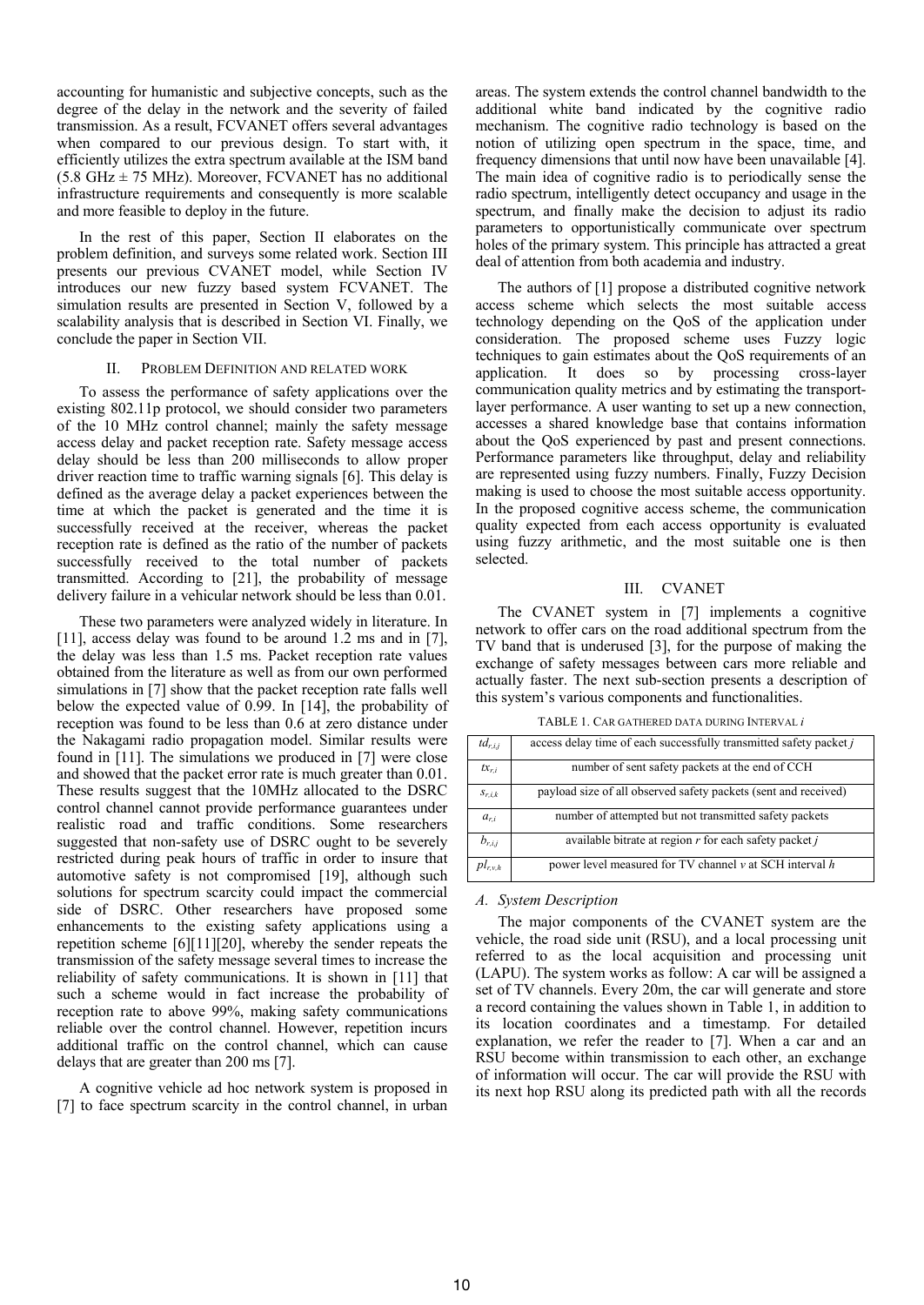accounting for humanistic and subjective concepts, such as the degree of the delay in the network and the severity of failed transmission. As a result, FCVANET offers several advantages when compared to our previous design. To start with, it efficiently utilizes the extra spectrum available at the ISM band (5.8 GHz ± 75 MHz). Moreover, FCVANET has no additional infrastructure requirements and consequently is more scalable and more feasible to deploy in the future.

In the rest of this paper, Section II elaborates on the problem definition, and surveys some related work. Section III presents our previous CVANET model, while Section IV introduces our new fuzzy based system FCVANET. The simulation results are presented in Section V, followed by a scalability analysis that is described in Section VI. Finally, we conclude the paper in Section VII.

## II. Problem Definition and Related Work

To assess the performance of safety applications over the existing 802.11p protocol, we should consider two parameters of the 10 MHz control channel; mainly the safety message access delay and packet reception rate. Safety message access delay should be less than 200 milliseconds to allow proper driver reaction time to traffic warning signals [6]. This delay is defined as the average delay a packet experiences between the time at which the packet is generated and the time it is successfully received at the receiver, whereas the packet reception rate is defined as the ratio of the number of packets successfully received to the total number of packets transmitted. According to [21], the probability of message delivery failure in a vehicular network should be less than 0.01.

These two parameters were analyzed widely in literature. In [11], access delay was found to be around 1.2 ms and in [7], the delay was less than 1.5 ms. Packet reception rate values obtained from the literature as well as from our own performed simulations in [7] show that the packet reception rate falls well below the expected value of 0.99. In [14], the probability of reception was found to be less than 0.6 at zero distance under the Nakagami radio propagation model. Similar results were found in [11]. The simulations we produced in [7] were close and showed that the packet error rate is much greater than 0.01. These results suggest that the 10MHz allocated to the DSRC control channel cannot provide performance guarantees under realistic road and traffic conditions. Some researchers suggested that non-safety use of DSRC ought to be severely restricted during peak hours of traffic in order to insure that automotive safety is not compromised [19], although such solutions for spectrum scarcity could impact the commercial side of DSRC. Other researchers have proposed some enhancements to the existing safety applications using a repetition scheme [6][11][20], whereby the sender repeats the transmission of the safety message several times to increase the reliability of safety communications. It is shown in [11] that such a scheme would in fact increase the probability of reception rate to above 99%, making safety communications reliable over the control channel. However, repetition incurs additional traffic on the control channel, which can cause delays that are greater than 200 ms [7].

A cognitive vehicle ad hoc network system is proposed in [7] to face spectrum scarcity in the control channel, in urban areas. The system extends the control channel bandwidth to the additional white band indicated by the cognitive radio mechanism. The cognitive radio technology is based on the notion of utilizing open spectrum in the space, time, and frequency dimensions that until now have been unavailable [4]. The main idea of cognitive radio is to periodically sense the radio spectrum, intelligently detect occupancy and usage in the spectrum, and finally make the decision to adjust its radio parameters to opportunistically communicate over spectrum holes of the primary system. This principle has attracted a great deal of attention from both academia and industry.

The authors of [1] propose a distributed cognitive network access scheme which selects the most suitable access technology depending on the QoS of the application under consideration. The proposed scheme uses Fuzzy logic techniques to gain estimates about the QoS requirements of an application. It does so by processing cross-layer communication quality metrics and by estimating the transport-layer performance. A user wanting to set up a new connection, accesses a shared knowledge base that contains information about the QoS experienced by past and present connections. Performance parameters like throughput, delay and reliability are represented using fuzzy numbers. Finally, Fuzzy Decision making is used to choose the most suitable access opportunity. In the proposed cognitive access scheme, the communication quality expected from each access opportunity is evaluated using fuzzy arithmetic, and the most suitable one is then selected.

## III. CVANET

The CVANET system in [7] implements a cognitive network to offer cars on the road additional spectrum from the TV band that is underused [3], for the purpose of making the exchange of safety messages between cars more reliable and actually faster. The next sub-section presents a description of this system's various components and functionalities.

TABLE 1. Car gathered data during Interval $i$

| | |
|---|---|
| $td_{r,i,j}$ | access delay time of each successfully transmitted safety packet $j$ |
| $tx_{r,i}$ | number of sent safety packets at the end of CCH |
| $s_{r,i,k}$ | payload size of all observed safety packets (sent and received) |
| $a_{r,i}$ | number of attempted but not transmitted safety packets |
| $b_{r,i,j}$ | available bitrate at region $r$ for each safety packet $j$ |
| $pl_{r,v,h}$ | power level measured for TV channel $v$ at SCH interval $h$ |

### A. System Description

The major components of the CVANET system are the vehicle, the road side unit (RSU), and a local processing unit referred to as the local acquisition and processing unit (LAPU). The system works as follow: A car will be assigned a set of TV channels. Every 20m, the car will generate and store a record containing the values shown in Table 1, in addition to its location coordinates and a timestamp. For detailed explanation, we refer the reader to [7]. When a car and an RSU become within transmission to each other, an exchange of information will occur. The car will provide the RSU with its next hop RSU along its predicted path with all the records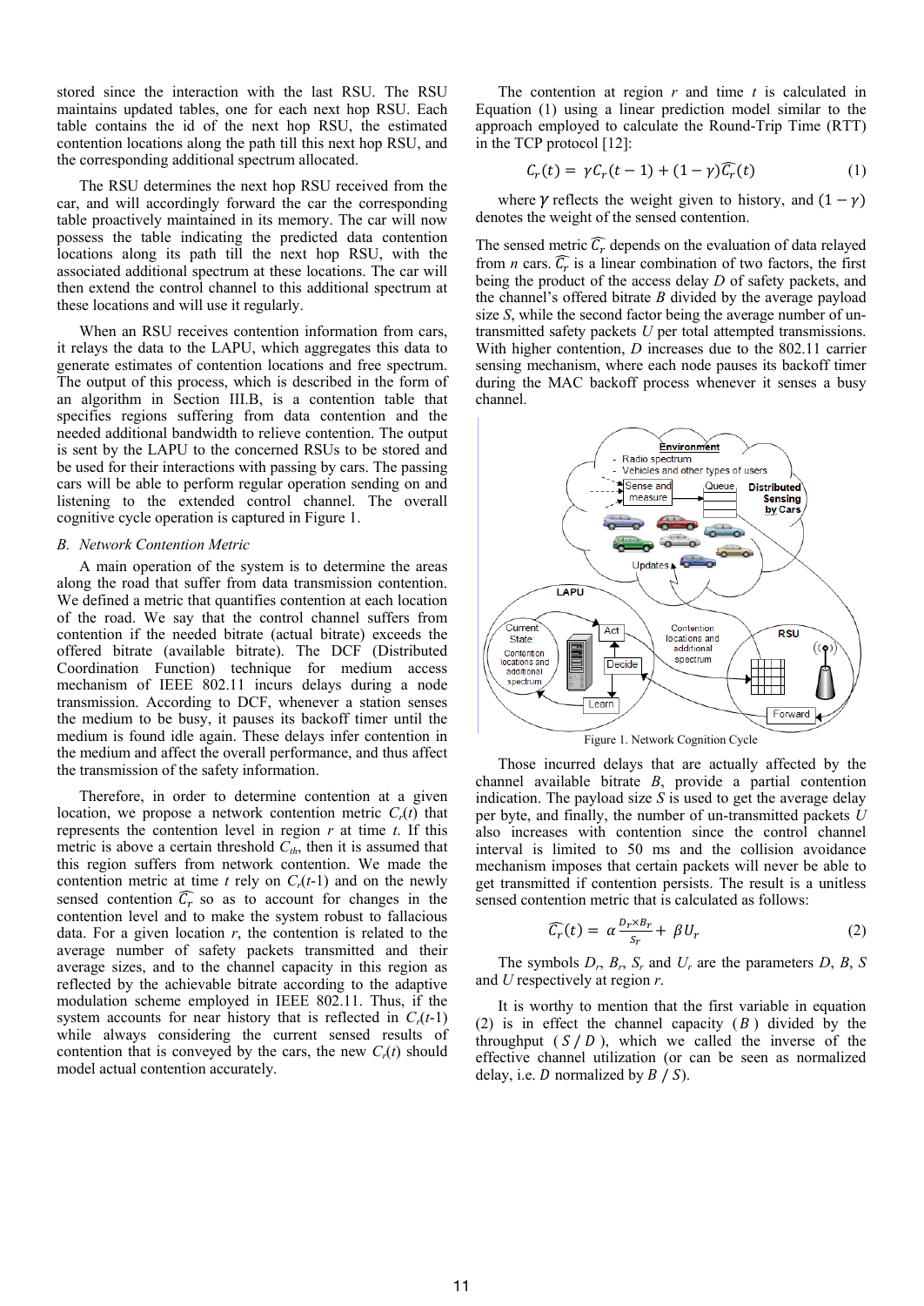stored since the interaction with the last RSU. The RSU maintains updated tables, one for each next hop RSU. Each table contains the id of the next hop RSU, the estimated contention locations along the path till this next hop RSU, and the corresponding additional spectrum allocated.

The RSU determines the next hop RSU received from the car, and will accordingly forward the car the corresponding table proactively maintained in its memory. The car will now possess the table indicating the predicted data contention locations along its path till the next hop RSU, with the associated additional spectrum at these locations. The car will then extend the control channel to this additional spectrum at these locations and will use it regularly.

When an RSU receives contention information from cars, it relays the data to the LAPU, which aggregates this data to generate estimates of contention locations and free spectrum. The output of this process, which is described in the form of an algorithm in Section III.B, is a contention table that specifies regions suffering from data contention and the needed additional bandwidth to relieve contention. The output is sent by the LAPU to the concerned RSUs to be stored and be used for their interactions with passing by cars. The passing cars will be able to perform regular operation sending on and listening to the extended control channel. The overall cognitive cycle operation is captured in Figure 1.

### *B. Network Contention Metric*

A main operation of the system is to determine the areas along the road that suffer from data transmission contention. We defined a metric that quantifies contention at each location of the road. We say that the control channel suffers from contention if the needed bitrate (actual bitrate) exceeds the offered bitrate (available bitrate). The DCF (Distributed Coordination Function) technique for medium access mechanism of IEEE 802.11 incurs delays during a node transmission. According to DCF, whenever a station senses the medium to be busy, it pauses its backoff timer until the medium is found idle again. These delays infer contention in the medium and affect the overall performance, and thus affect the transmission of the safety information.

Therefore, in order to determine contention at a given location, we propose a network contention metric $C_r(t)$ that represents the contention level in region $r$ at time $t$. If this metric is above a certain threshold $C_{th}$, then it is assumed that this region suffers from network contention. We made the contention metric at time $t$ rely on $C_r(t-1)$ and on the newly sensed contention $\widehat{C_r}$ so as to account for changes in the contention level and to make the system robust to fallacious data. For a given location $r$, the contention is related to the average number of safety packets transmitted and their average sizes, and to the channel capacity in this region as reflected by the achievable bitrate according to the adaptive modulation scheme employed in IEEE 802.11. Thus, if the system accounts for near history that is reflected in $C_r(t-1)$ while always considering the current sensed results of contention that is conveyed by the cars, the new $C_r(t)$ should model actual contention accurately.

The contention at region $r$ and time $t$ is calculated in Equation (1) using a linear prediction model similar to the approach employed to calculate the Round-Trip Time (RTT) in the TCP protocol [12]:

$$C_r(t) = \gamma C_r(t-1) + (1-\gamma)\widehat{C_r}(t) \tag{1}$$

where $\gamma$ reflects the weight given to history, and $(1-\gamma)$ denotes the weight of the sensed contention.

The sensed metric $\widehat{C_r}$ depends on the evaluation of data relayed from $n$ cars. $\widehat{C_r}$ is a linear combination of two factors, the first being the product of the access delay $D$ of safety packets, and the channel's offered bitrate $B$ divided by the average payload size $S$, while the second factor being the average number of un-transmitted safety packets $U$ per total attempted transmissions. With higher contention, $D$ increases due to the 802.11 carrier sensing mechanism, where each node pauses its backoff timer during the MAC backoff process whenever it senses a busy channel.

Figure 1. Network Cognition Cycle

Those incurred delays that are actually affected by the channel available bitrate $B$, provide a partial contention indication. The payload size $S$ is used to get the average delay per byte, and finally, the number of un-transmitted packets $U$ also increases with contention since the control channel interval is limited to 50 ms and the collision avoidance mechanism imposes that certain packets will never be able to get transmitted if contention persists. The result is a unitless sensed contention metric that is calculated as follows:

$$\widehat{C_r}(t) = \alpha\frac{D_r \times B_r}{S_r} + \beta U_r \tag{2}$$

The symbols $D_r$, $B_r$, $S_r$ and $U_r$ are the parameters $D$, $B$, $S$ and $U$ respectively at region $r$.

It is worthy to mention that the first variable in equation (2) is in effect the channel capacity ($B$) divided by the throughput ($S / D$), which we called the inverse of the effective channel utilization (or can be seen as normalized delay, i.e. $D$ normalized by $B / S$).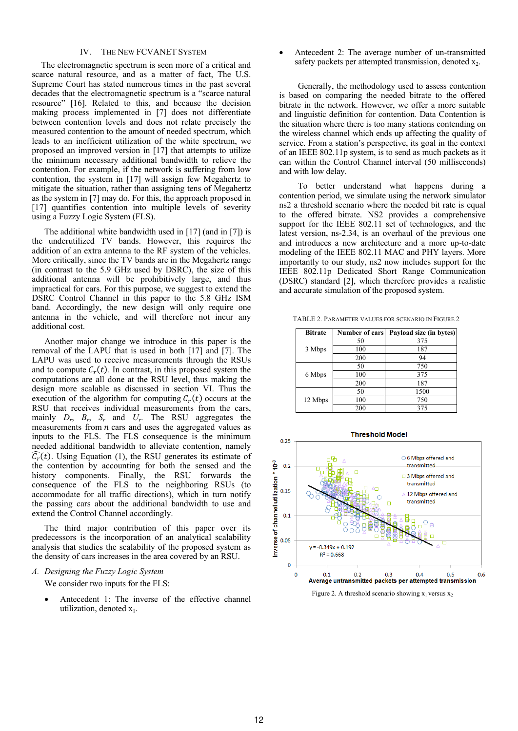## IV. The New FCVANET System

The electromagnetic spectrum is seen more of a critical and scarce natural resource, and as a matter of fact, The U.S. Supreme Court has stated numerous times in the past several decades that the electromagnetic spectrum is a "scarce natural resource" [16]. Related to this, and because the decision making process implemented in [7] does not differentiate between contention levels and does not relate precisely the measured contention to the amount of needed spectrum, which leads to an inefficient utilization of the white spectrum, we proposed an improved version in [17] that attempts to utilize the minimum necessary additional bandwidth to relieve the contention. For example, if the network is suffering from low contention, the system in [17] will assign few Megahertz to mitigate the situation, rather than assigning tens of Megahertz as the system in [7] may do. For this, the approach proposed in [17] quantifies contention into multiple levels of severity using a Fuzzy Logic System (FLS).

The additional white bandwidth used in [17] (and in [7]) is the underutilized TV bands. However, this requires the addition of an extra antenna to the RF system of the vehicles. More critically, since the TV bands are in the Megahertz range (in contrast to the 5.9 GHz used by DSRC), the size of this additional antenna will be prohibitively large, and thus impractical for cars. For this purpose, we suggest to extend the DSRC Control Channel in this paper to the 5.8 GHz ISM band. Accordingly, the new design will only require one antenna in the vehicle, and will therefore not incur any additional cost.

Another major change we introduce in this paper is the removal of the LAPU that is used in both [17] and [7]. The LAPU was used to receive measurements through the RSUs and to compute $C_r(t)$. In contrast, in this proposed system the computations are all done at the RSU level, thus making the design more scalable as discussed in section VI. Thus the execution of the algorithm for computing $C_r(t)$ occurs at the RSU that receives individual measurements from the cars, mainly $D_r$, $B_r$, $S_r$ and $U_r$. The RSU aggregates the measurements from $n$ cars and uses the aggregated values as inputs to the FLS. The FLS consequence is the minimum needed additional bandwidth to alleviate contention, namely $\widetilde{C_r}(t)$. Using Equation (1), the RSU generates its estimate of the contention by accounting for both the sensed and the history components. Finally, the RSU forwards the consequence of the FLS to the neighboring RSUs (to accommodate for all traffic directions), which in turn notify the passing cars about the additional bandwidth to use and extend the Control Channel accordingly.

The third major contribution of this paper over its predecessors is the incorporation of an analytical scalability analysis that studies the scalability of the proposed system as the density of cars increases in the area covered by an RSU.

### A. Designing the Fuzzy Logic System

We consider two inputs for the FLS:

- Antecedent 1: The inverse of the effective channel utilization, denoted $x_1$.
- Antecedent 2: The average number of un-transmitted safety packets per attempted transmission, denoted $x_2$.

Generally, the methodology used to assess contention is based on comparing the needed bitrate to the offered bitrate in the network. However, we offer a more suitable and linguistic definition for contention. Data Contention is the situation where there is too many stations contending on the wireless channel which ends up affecting the quality of service. From a station's perspective, its goal in the context of an IEEE 802.11p system, is to send as many packets as it can within the Control Channel interval (50 milliseconds) and with low delay.

To better understand what happens during a contention period, we simulate using the network simulator ns2 a threshold scenario where the needed bit rate is equal to the offered bitrate. NS2 provides a comprehensive support for the IEEE 802.11 set of technologies, and the latest version, ns-2.34, is an overhaul of the previous one and introduces a new architecture and a more up-to-date modeling of the IEEE 802.11 MAC and PHY layers. More importantly to our study, ns2 now includes support for the IEEE 802.11p Dedicated Short Range Communication (DSRC) standard [2], which therefore provides a realistic and accurate simulation of the proposed system.

TABLE 2. Parameter values for scenario in Figure 2

| Bitrate | Number of cars | Payload size (in bytes) |
|---|---|---|
| 3 Mbps | 50 | 375 |
| | 100 | 187 |
| | 200 | 94 |
| 6 Mbps | 50 | 750 |
| | 100 | 375 |
| | 200 | 187 |
| 12 Mbps | 50 | 1500 |
| | 100 | 750 |
| | 200 | 375 |

Figure 2. A threshold scenario showing $x_1$ versus $x_2$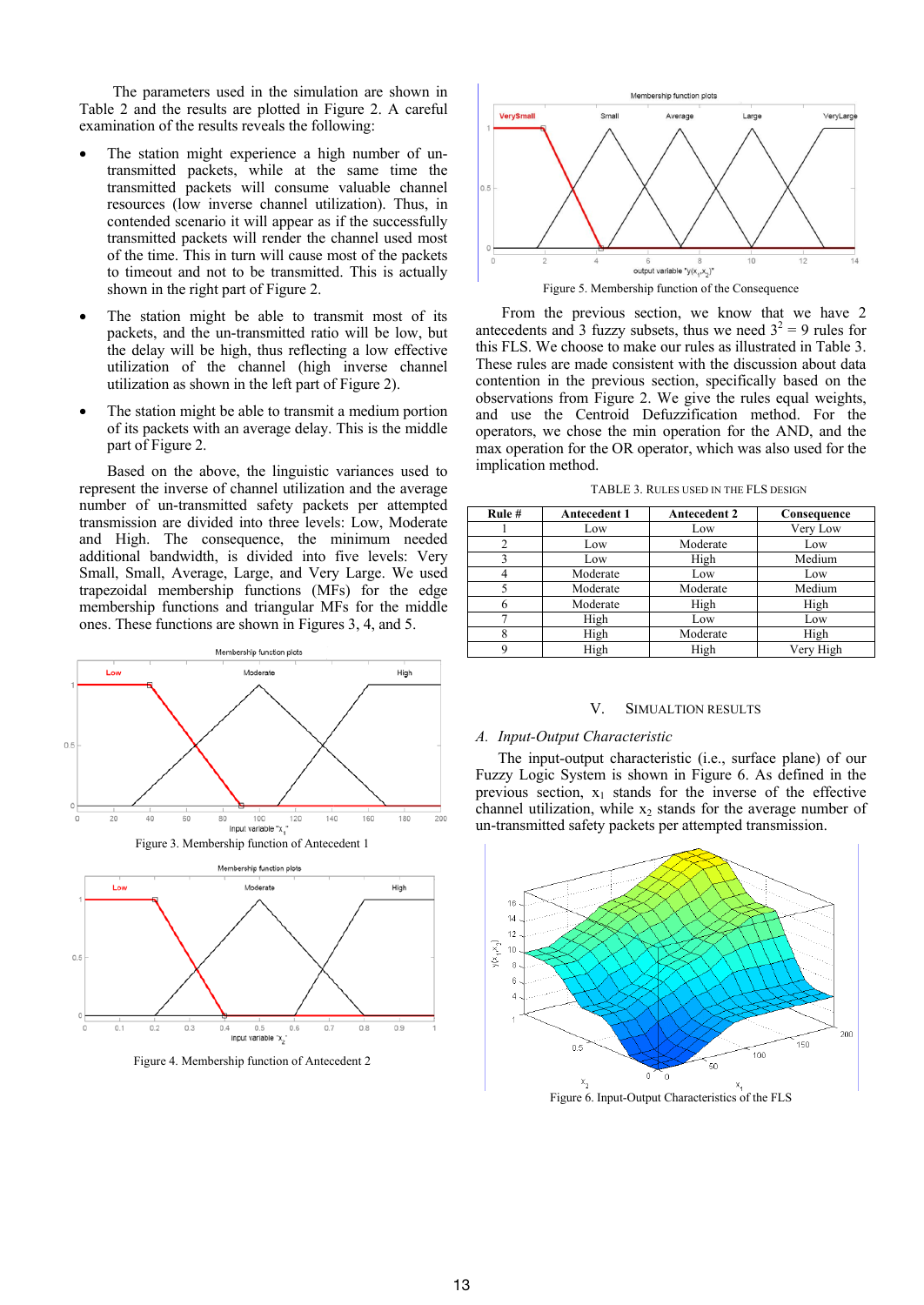The parameters used in the simulation are shown in Table 2 and the results are plotted in Figure 2. A careful examination of the results reveals the following:

- The station might experience a high number of un-transmitted packets, while at the same time the transmitted packets will consume valuable channel resources (low inverse channel utilization). Thus, in contended scenario it will appear as if the successfully transmitted packets will render the channel used most of the time. This in turn will cause most of the packets to timeout and not to be transmitted. This is actually shown in the right part of Figure 2.
- The station might be able to transmit most of its packets, and the un-transmitted ratio will be low, but the delay will be high, thus reflecting a low effective utilization of the channel (high inverse channel utilization as shown in the left part of Figure 2).
- The station might be able to transmit a medium portion of its packets with an average delay. This is the middle part of Figure 2.

Based on the above, the linguistic variances used to represent the inverse of channel utilization and the average number of un-transmitted safety packets per attempted transmission are divided into three levels: Low, Moderate and High. The consequence, the minimum needed additional bandwidth, is divided into five levels: Very Small, Small, Average, Large, and Very Large. We used trapezoidal membership functions (MFs) for the edge membership functions and triangular MFs for the middle ones. These functions are shown in Figures 3, 4, and 5.

Figure 3. Membership function of Antecedent 1

Figure 4. Membership function of Antecedent 2

Figure 5. Membership function of the Consequence

From the previous section, we know that we have 2 antecedents and 3 fuzzy subsets, thus we need $3^2 = 9$ rules for this FLS. We choose to make our rules as illustrated in Table 3. These rules are made consistent with the discussion about data contention in the previous section, specifically based on the observations from Figure 2. We give the rules equal weights, and use the Centroid Defuzzification method. For the operators, we chose the min operation for the AND, and the max operation for the OR operator, which was also used for the implication method.

TABLE 3. RULES USED IN THE FLS DESIGN

| Rule # | Antecedent 1 | Antecedent 2 | Consequence |
|---|---|---|---|
| 1 | Low | Low | Very Low |
| 2 | Low | Moderate | Low |
| 3 | Low | High | Medium |
| 4 | Moderate | Low | Low |
| 5 | Moderate | Moderate | Medium |
| 6 | Moderate | High | High |
| 7 | High | Low | Low |
| 8 | High | Moderate | High |
| 9 | High | High | Very High |

## V. SIMUALTION RESULTS

### A. Input-Output Characteristic

The input-output characteristic (i.e., surface plane) of our Fuzzy Logic System is shown in Figure 6. As defined in the previous section, $x_1$ stands for the inverse of the effective channel utilization, while $x_2$ stands for the average number of un-transmitted safety packets per attempted transmission.

Figure 6. Input-Output Characteristics of the FLS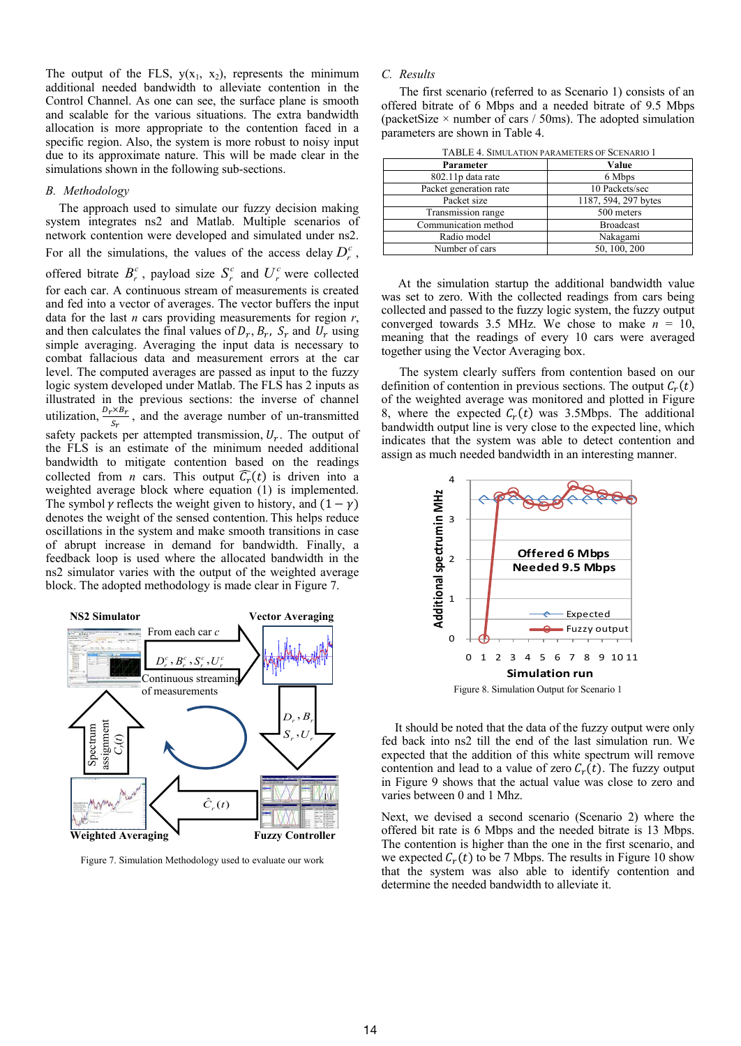The output of the FLS, $y(x_1, x_2)$, represents the minimum additional needed bandwidth to alleviate contention in the Control Channel. As one can see, the surface plane is smooth and scalable for the various situations. The extra bandwidth allocation is more appropriate to the contention faced in a specific region. Also, the system is more robust to noisy input due to its approximate nature. This will be made clear in the simulations shown in the following sub-sections.

## *B. Methodology*

The approach used to simulate our fuzzy decision making system integrates ns2 and Matlab. Multiple scenarios of network contention were developed and simulated under ns2. For all the simulations, the values of the access delay $D_r^c$, offered bitrate $B_r^c$, payload size $S_r^c$ and $U_r^c$ were collected for each car. A continuous stream of measurements is created and fed into a vector of averages. The vector buffers the input data for the last $n$ cars providing measurements for region $r$, and then calculates the final values of $D_r$, $B_r$, $S_r$ and $U_r$ using simple averaging. Averaging the input data is necessary to combat fallacious data and measurement errors at the car level. The computed averages are passed as input to the fuzzy logic system developed under Matlab. The FLS has 2 inputs as illustrated in the previous sections: the inverse of channel utilization, $\frac{D_r \times B_r}{S_r}$, and the average number of un-transmitted safety packets per attempted transmission, $U_r$. The output of the FLS is an estimate of the minimum needed additional bandwidth to mitigate contention based on the readings collected from $n$ cars. This output $\widehat{C_r}(t)$ is driven into a weighted average block where equation (1) is implemented. The symbol $\gamma$ reflects the weight given to history, and $(1-\gamma)$ denotes the weight of the sensed contention. This helps reduce oscillations in the system and make smooth transitions in case of abrupt increase in demand for bandwidth. Finally, a feedback loop is used where the allocated bandwidth in the ns2 simulator varies with the output of the weighted average block. The adopted methodology is made clear in Figure 7.

Figure 7. Simulation Methodology used to evaluate our work

## *C. Results*

The first scenario (referred to as Scenario 1) consists of an offered bitrate of 6 Mbps and a needed bitrate of 9.5 Mbps (packetSize × number of cars / 50ms). The adopted simulation parameters are shown in Table 4.

TABLE 4. SIMULATION PARAMETERS OF SCENARIO 1

| Parameter | Value |
|---|---|
| 802.11p data rate | 6 Mbps |
| Packet generation rate | 10 Packets/sec |
| Packet size | 1187, 594, 297 bytes |
| Transmission range | 500 meters |
| Communication method | Broadcast |
| Radio model | Nakagami |
| Number of cars | 50, 100, 200 |

At the simulation startup the additional bandwidth value was set to zero. With the collected readings from cars being collected and passed to the fuzzy logic system, the fuzzy output converged towards 3.5 MHz. We chose to make $n$ = 10, meaning that the readings of every 10 cars were averaged together using the Vector Averaging box.

The system clearly suffers from contention based on our definition of contention in previous sections. The output $C_r(t)$ of the weighted average was monitored and plotted in Figure 8, where the expected $C_r(t)$ was 3.5Mbps. The additional bandwidth output line is very close to the expected line, which indicates that the system was able to detect contention and assign as much needed bandwidth in an interesting manner.

Figure 8. Simulation Output for Scenario 1

It should be noted that the data of the fuzzy output were only fed back into ns2 till the end of the last simulation run. We expected that the addition of this white spectrum will remove contention and lead to a value of zero $C_r(t)$. The fuzzy output in Figure 9 shows that the actual value was close to zero and varies between 0 and 1 Mhz.

Next, we devised a second scenario (Scenario 2) where the offered bit rate is 6 Mbps and the needed bitrate is 13 Mbps. The contention is higher than the one in the first scenario, and we expected $C_r(t)$ to be 7 Mbps. The results in Figure 10 show that the system was also able to identify contention and determine the needed bandwidth to alleviate it.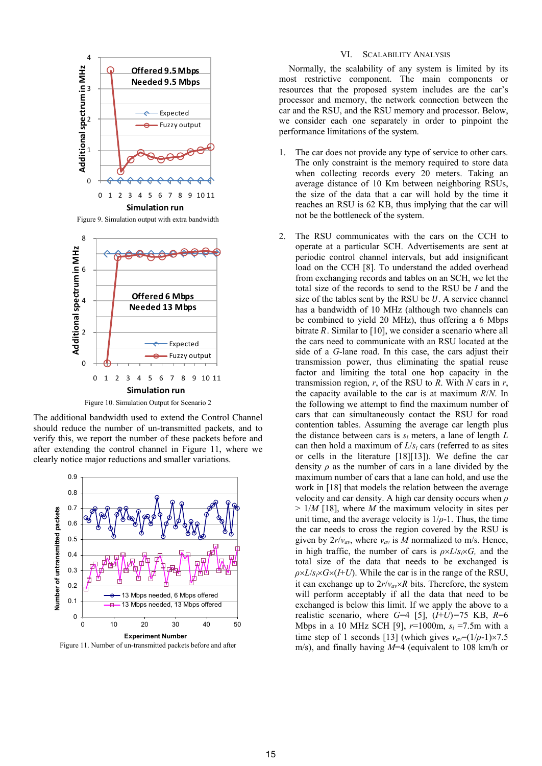Figure 9. Simulation output with extra bandwidth

Figure 10. Simulation Output for Scenario 2

The additional bandwidth used to extend the Control Channel should reduce the number of un-transmitted packets, and to verify this, we report the number of these packets before and after extending the control channel in Figure 11, where we clearly notice major reductions and smaller variations.

Figure 11. Number of un-transmitted packets before and after

## VI. Scalability Analysis

Normally, the scalability of any system is limited by its most restrictive component. The main components or resources that the proposed system includes are the car's processor and memory, the network connection between the car and the RSU, and the RSU memory and processor. Below, we consider each one separately in order to pinpoint the performance limitations of the system.

1. The car does not provide any type of service to other cars. The only constraint is the memory required to store data when collecting records every 20 meters. Taking an average distance of 10 Km between neighboring RSUs, the size of the data that a car will hold by the time it reaches an RSU is 62 KB, thus implying that the car will not be the bottleneck of the system.

2. The RSU communicates with the cars on the CCH to operate at a particular SCH. Advertisements are sent at periodic control channel intervals, but add insignificant load on the CCH [8]. To understand the added overhead from exchanging records and tables on an SCH, we let the total size of the records to send to the RSU be $I$ and the size of the tables sent by the RSU be $U$. A service channel has a bandwidth of 10 MHz (although two channels can be combined to yield 20 MHz), thus offering a 6 Mbps bitrate $R$. Similar to [10], we consider a scenario where all the cars need to communicate with an RSU located at the side of a $G$-lane road. In this case, the cars adjust their transmission power, thus eliminating the spatial reuse factor and limiting the total one hop capacity in the transmission region, $r$, of the RSU to $R$. With $N$ cars in $r$, the capacity available to the car is at maximum $R/N$. In the following we attempt to find the maximum number of cars that can simultaneously contact the RSU for road contention tables. Assuming the average car length plus the distance between cars is $s_l$ meters, a lane of length $L$ can then hold a maximum of $L/s_l$ cars (referred to as sites or cells in the literature [18][13]). We define the car density $\rho$ as the number of cars in a lane divided by the maximum number of cars that a lane can hold, and use the work in [18] that models the relation between the average velocity and car density. A high car density occurs when $\rho > 1/M$ [18], where $M$ the maximum velocity in sites per unit time, and the average velocity is $1/\rho$-1. Thus, the time the car needs to cross the region covered by the RSU is given by $2r/v_{av}$, where $v_{av}$ is $M$ normalized to m/s. Hence, in high traffic, the number of cars is $\rho \times L/s_l \times G$, and the total size of the data that needs to be exchanged is $\rho \times L/s_l \times G \times (I+U)$. While the car is in the range of the RSU, it can exchange up to $2r/v_{av} \times R$ bits. Therefore, the system will perform acceptably if all the data that need to be exchanged is below this limit. If we apply the above to a realistic scenario, where $G$=4 [5], $(I+U)$=75 KB, $R$=6 Mbps in a 10 MHz SCH [9], $r$=1000m, $s_l$ =7.5m with a time step of 1 seconds [13] (which gives $v_{av}$=$(1/\rho$-$1)\times 7.5$ m/s), and finally having $M$=4 (equivalent to 108 km/h or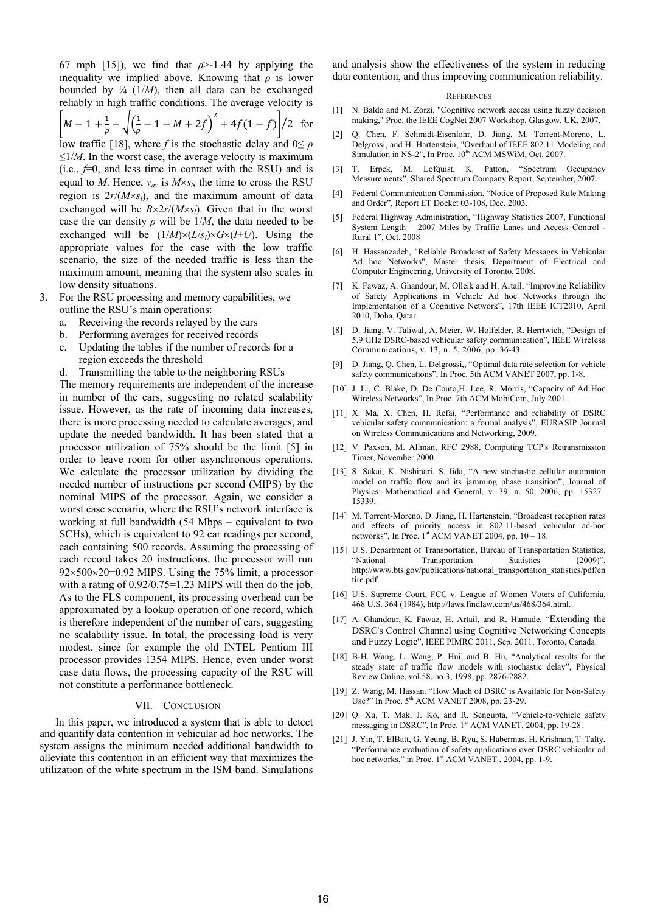67 mph [15]), we find that $\rho$>-1.44 by applying the inequality we implied above. Knowing that $\rho$ is lower bounded by ¼ (1/$M$), then all data can be exchanged reliably in high traffic conditions. The average velocity is $\left[M-1+\frac{1}{\rho}-\sqrt{\left(\frac{1}{\rho}-1-M+2f\right)^2+4f(1-f)}\right]/2$ for low traffic [18], where $f$ is the stochastic delay and $0 \leq \rho \leq 1/M$. In the worst case, the average velocity is maximum (i.e., $f$=0, and less time in contact with the RSU) and is equal to $M$. Hence, $v_{av}$ is $M \times s_l$, the time to cross the RSU region is $2r/(M \times s_l)$, and the maximum amount of data exchanged will be $R \times 2r/(M \times s_l)$. Given that in the worst case the car density $\rho$ will be $1/M$, the data needed to be exchanged will be $(1/M) \times (L/s_l) \times G \times (I+U)$. Using the appropriate values for the case with the low traffic scenario, the size of the needed traffic is less than the maximum amount, meaning that the system also scales in low density situations.

3. For the RSU processing and memory capabilities, we outline the RSU's main operations:
   a. Receiving the records relayed by the cars
   b. Performing averages for received records
   c. Updating the tables if the number of records for a region exceeds the threshold
   d. Transmitting the table to the neighboring RSUs

   The memory requirements are independent of the increase in number of the cars, suggesting no related scalability issue. However, as the rate of incoming data increases, there is more processing needed to calculate averages, and update the needed bandwidth. It has been stated that a processor utilization of 75% should be the limit [5] in order to leave room for other asynchronous operations. We calculate the processor utilization by dividing the needed number of instructions per second (MIPS) by the nominal MIPS of the processor. Again, we consider a worst case scenario, where the RSU's network interface is working at full bandwidth (54 Mbps – equivalent to two SCHs), which is equivalent to 92 car readings per second, each containing 500 records. Assuming the processing of each record takes 20 instructions, the processor will run $92 \times 500 \times 20$=0.92 MIPS. Using the 75% limit, a processor with a rating of 0.92/0.75=1.23 MIPS will then do the job. As to the FLS component, its processing overhead can be approximated by a lookup operation of one record, which is therefore independent of the number of cars, suggesting no scalability issue. In total, the processing load is very modest, since for example the old INTEL Pentium III processor provides 1354 MIPS. Hence, even under worst case data flows, the processing capacity of the RSU will not constitute a performance bottleneck.

## VII. Conclusion

In this paper, we introduced a system that is able to detect and quantify data contention in vehicular ad hoc networks. The system assigns the minimum needed additional bandwidth to alleviate this contention in an efficient way that maximizes the utilization of the white spectrum in the ISM band. Simulations and analysis show the effectiveness of the system in reducing data contention, and thus improving communication reliability.

## References

[1] N. Baldo and M. Zorzi, "Cognitive network access using fuzzy decision making," Proc. the IEEE CogNet 2007 Workshop, Glasgow, UK, 2007.

[2] Q. Chen, F. Schmidt-Eisenlohr, D. Jiang, M. Torrent-Moreno, L. Delgrossi, and H. Hartenstein, "Overhaul of IEEE 802.11 Modeling and Simulation in NS-2", In Proc. 10th ACM MSWiM, Oct. 2007.

[3] T. Erpek, M. Lofquist, K. Patton, "Spectrum Occupancy Measurements", Shared Spectrum Company Report, September, 2007.

[4] Federal Communication Commission, "Notice of Proposed Rule Making and Order", Report ET Docket 03-108, Dec. 2003.

[5] Federal Highway Administration, "Highway Statistics 2007, Functional System Length – 2007 Miles by Traffic Lanes and Access Control - Rural 1", Oct. 2008

[6] H. Hassanzadeh, "Reliable Broadcast of Safety Messages in Vehicular Ad hoc Networks", Master thesis, Department of Electrical and Computer Engineering, University of Toronto, 2008.

[7] K. Fawaz, A. Ghandour, M. Olleik and H. Artail, "Improving Reliability of Safety Applications in Vehicle Ad hoc Networks through the Implementation of a Cognitive Network", 17th IEEE ICT2010, April 2010, Doha, Qatar.

[8] D. Jiang, V. Taliwal, A. Meier, W. Holfelder, R. Herrtwich, "Design of 5.9 GHz DSRC-based vehicular safety communication", IEEE Wireless Communications, v. 13, n. 5, 2006, pp. 36-43.

[9] D. Jiang, Q. Chen, L. Delgrossi,, "Optimal data rate selection for vehicle safety communications", In Proc. 5th ACM VANET 2007, pp. 1-8.

[10] J. Li, C. Blake, D. De Couto,H. Lee, R. Morris, "Capacity of Ad Hoc Wireless Networks", In Proc. 7th ACM MobiCom, July 2001.

[11] X. Ma, X. Chen, H. Refai, "Performance and reliability of DSRC vehicular safety communication: a formal analysis", EURASIP Journal on Wireless Communications and Networking, 2009.

[12] V. Paxson, M. Allman, RFC 2988, Computing TCP's Retransmission Timer, November 2000.

[13] S. Sakai, K. Nishinari, S. Iida, "A new stochastic cellular automaton model on traffic flow and its jamming phase transition", Journal of Physics: Mathematical and General, v. 39, n. 50, 2006, pp. 15327–15339.

[14] M. Torrent-Moreno, D. Jiang, H. Hartenstein, "Broadcast reception rates and effects of priority access in 802.11-based vehicular ad-hoc networks", In Proc. 1st ACM VANET 2004, pp. 10 – 18.

[15] U.S. Department of Transportation, Bureau of Transportation Statistics, "National Transportation Statistics (2009)", http://www.bts.gov/publications/national_transportation_statistics/pdf/entire.pdf

[16] U.S. Supreme Court, FCC v. League of Women Voters of California, 468 U.S. 364 (1984), http://laws.findlaw.com/us/468/364.html.

[17] A. Ghandour, K. Fawaz, H. Artail, and R. Hamade, "Extending the DSRC's Control Channel using Cognitive Networking Concepts and Fuzzy Logic", IEEE PIMRC 2011, Sep. 2011, Toronto, Canada.

[18] B-H. Wang, L. Wang, P. Hui, and B. Hu, "Analytical results for the steady state of traffic flow models with stochastic delay", Physical Review Online, vol.58, no.3, 1998, pp. 2876-2882.

[19] Z. Wang, M. Hassan. "How Much of DSRC is Available for Non-Safety Use?" In Proc. 5th ACM VANET 2008, pp. 23-29.

[20] Q. Xu, T. Mak, J. Ko, and R. Sengupta, "Vehicle-to-vehicle safety messaging in DSRC", In Proc. 1st ACM VANET, 2004, pp. 19-28.

[21] J. Yin, T. ElBatt, G. Yeung, B. Ryu, S. Habermas, H. Krishnan, T. Talty, "Performance evaluation of safety applications over DSRC vehicular ad hoc networks," in Proc. 1st ACM VANET , 2004, pp. 1-9.